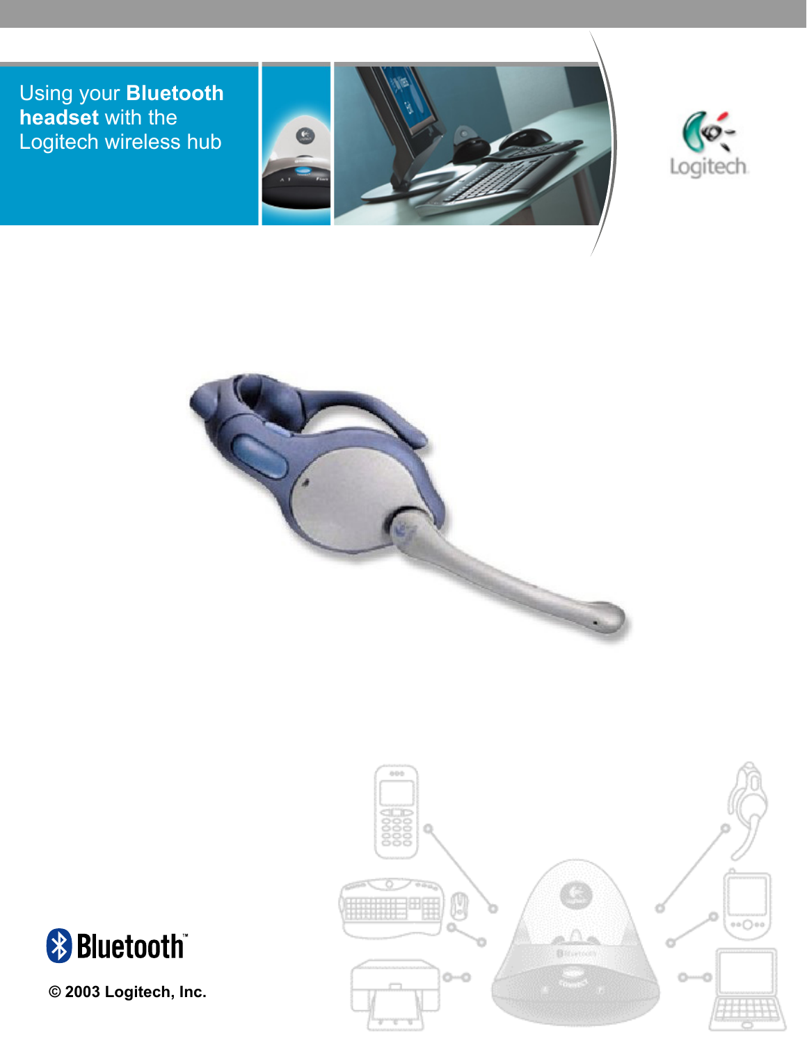# Using your **Bluetooth headset** with the Logitech wireless hub

**© 2003 Logitech, Inc.**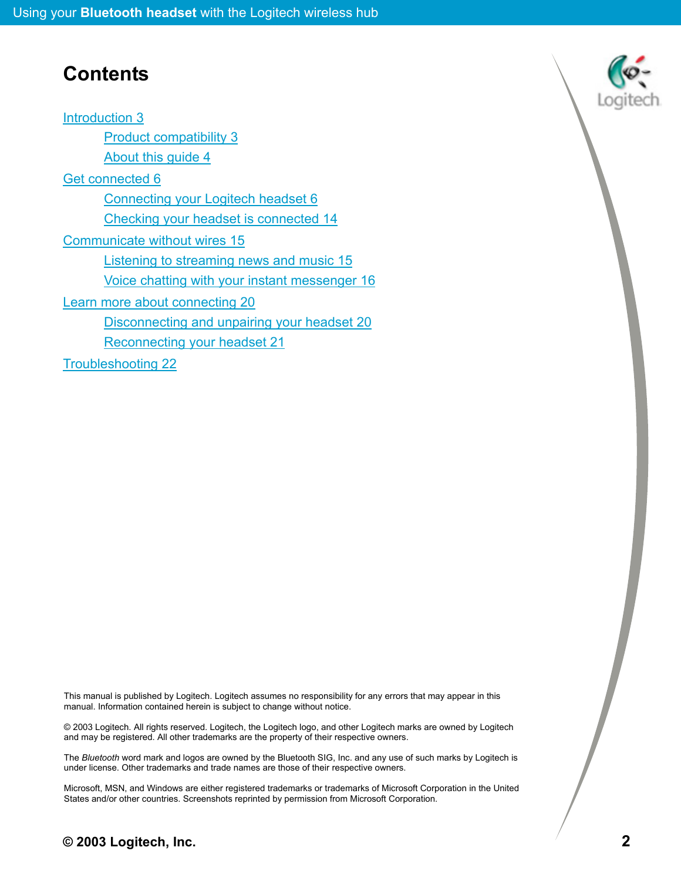# Contents

- Introduction 3
  - Product compatibility 3
  - About this guide 4
- Get connected 6
  - Connecting your Logitech headset 6
  - Checking your headset is connected 14
- Communicate without wires 15
  - Listening to streaming news and music 15
  - Voice chatting with your instant messenger 16
- Learn more about connecting 20
  - Disconnecting and unpairing your headset 20
  - Reconnecting your headset 21
- Troubleshooting 22

This manual is published by Logitech. Logitech assumes no responsibility for any errors that may appear in this manual. Information contained herein is subject to change without notice.

© 2003 Logitech. All rights reserved. Logitech, the Logitech logo, and other Logitech marks are owned by Logitech and may be registered. All other trademarks are the property of their respective owners.

The *Bluetooth* word mark and logos are owned by the Bluetooth SIG, Inc. and any use of such marks by Logitech is under license. Other trademarks and trade names are those of their respective owners.

Microsoft, MSN, and Windows are either registered trademarks or trademarks of Microsoft Corporation in the United States and/or other countries. Screenshots reprinted by permission from Microsoft Corporation.

**© 2003 Logitech, Inc.**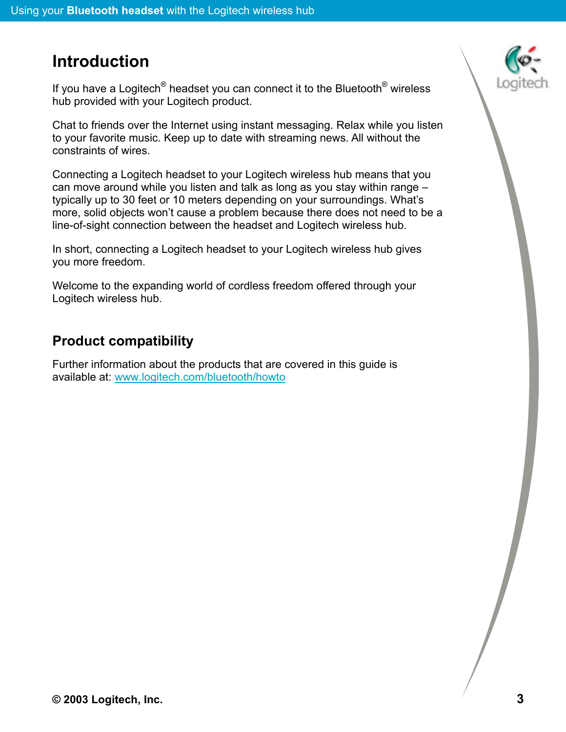# Introduction

If you have a Logitech® headset you can connect it to the Bluetooth® wireless hub provided with your Logitech product.

Chat to friends over the Internet using instant messaging. Relax while you listen to your favorite music. Keep up to date with streaming news. All without the constraints of wires.

Connecting a Logitech headset to your Logitech wireless hub means that you can move around while you listen and talk as long as you stay within range – typically up to 30 feet or 10 meters depending on your surroundings. What's more, solid objects won't cause a problem because there does not need to be a line-of-sight connection between the headset and Logitech wireless hub.

In short, connecting a Logitech headset to your Logitech wireless hub gives you more freedom.

Welcome to the expanding world of cordless freedom offered through your Logitech wireless hub.

## Product compatibility

Further information about the products that are covered in this guide is available at: www.logitech.com/bluetooth/howto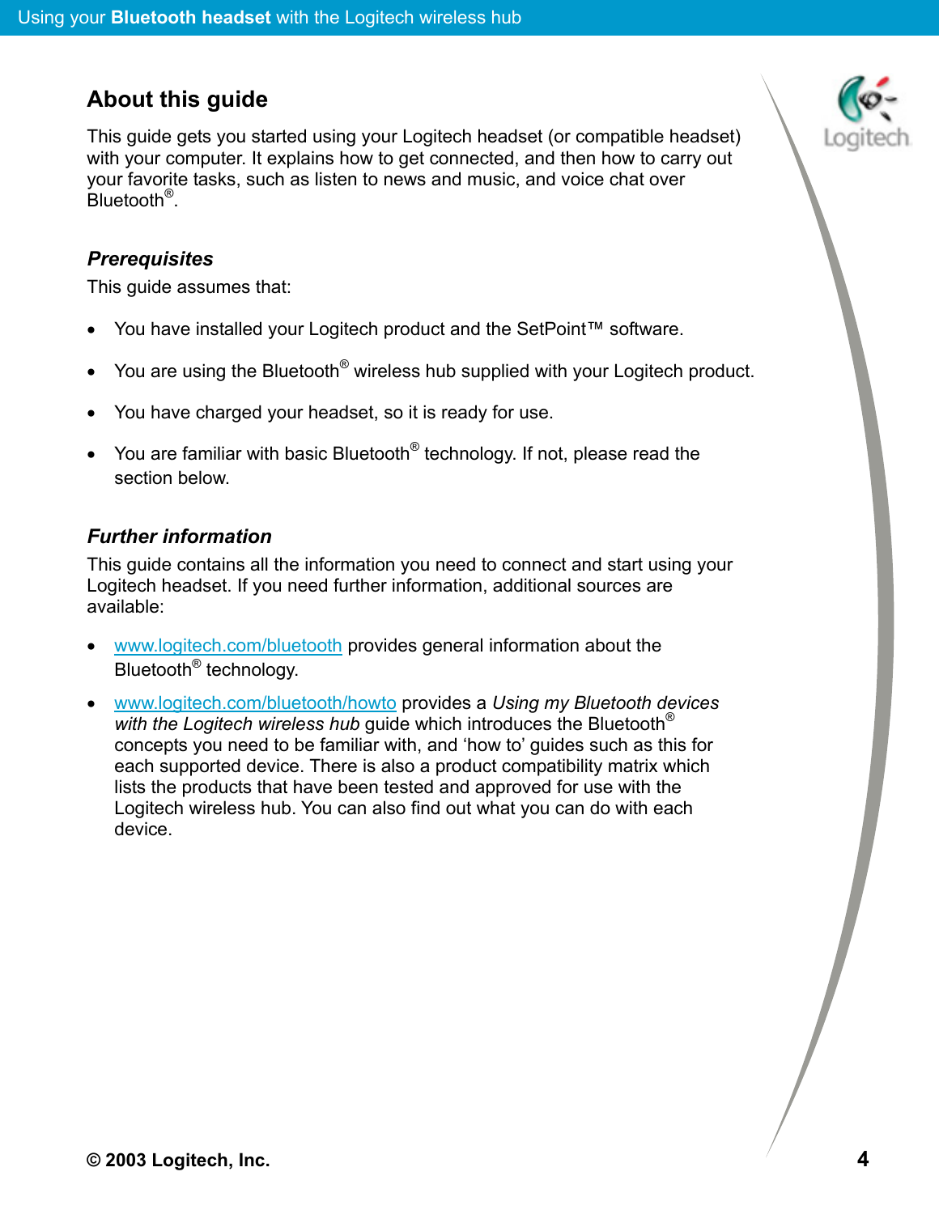## About this guide

This guide gets you started using your Logitech headset (or compatible headset) with your computer. It explains how to get connected, and then how to carry out your favorite tasks, such as listen to news and music, and voice chat over Bluetooth®.

### *Prerequisites*

This guide assumes that:

- You have installed your Logitech product and the SetPoint™ software.
- You are using the Bluetooth® wireless hub supplied with your Logitech product.
- You have charged your headset, so it is ready for use.
- You are familiar with basic Bluetooth® technology. If not, please read the section below.

### *Further information*

This guide contains all the information you need to connect and start using your Logitech headset. If you need further information, additional sources are available:

- www.logitech.com/bluetooth provides general information about the Bluetooth® technology.
- www.logitech.com/bluetooth/howto provides a *Using my Bluetooth devices with the Logitech wireless hub* guide which introduces the Bluetooth® concepts you need to be familiar with, and 'how to' guides such as this for each supported device. There is also a product compatibility matrix which lists the products that have been tested and approved for use with the Logitech wireless hub. You can also find out what you can do with each device.

**© 2003 Logitech, Inc.**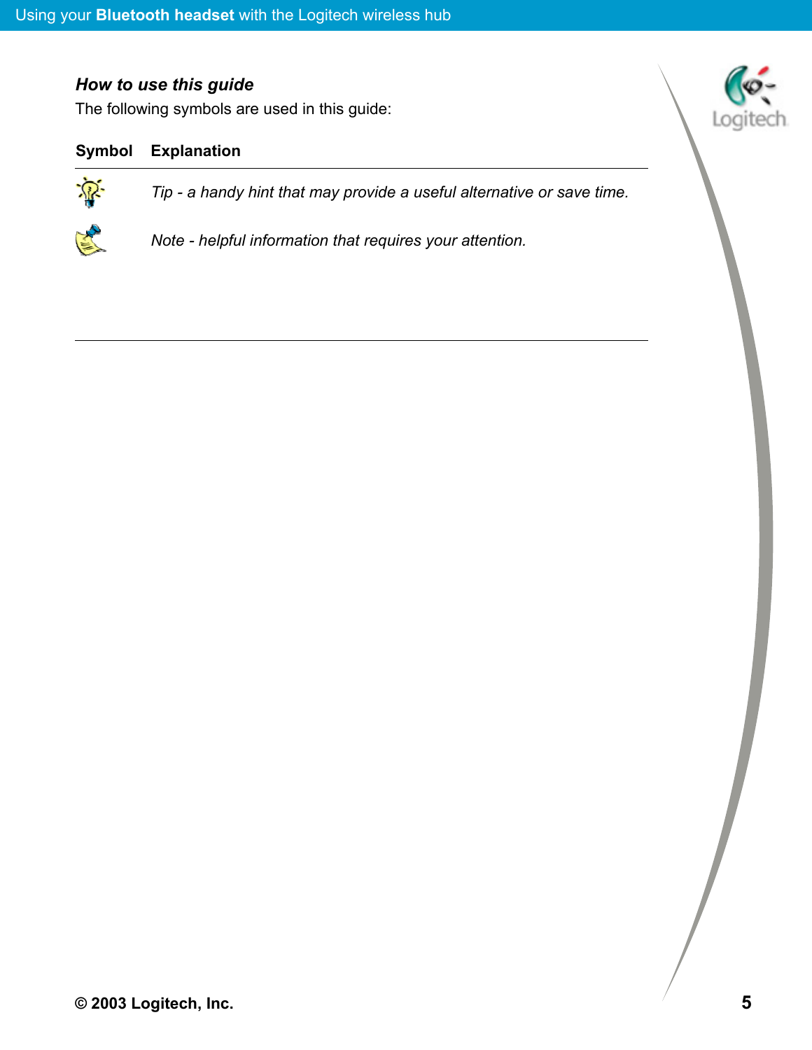### *How to use this guide*

The following symbols are used in this guide:

| Symbol | Explanation |
|---|---|
| | *Tip - a handy hint that may provide a useful alternative or save time.* |
| | *Note - helpful information that requires your attention.* |

© 2003 Logitech, Inc.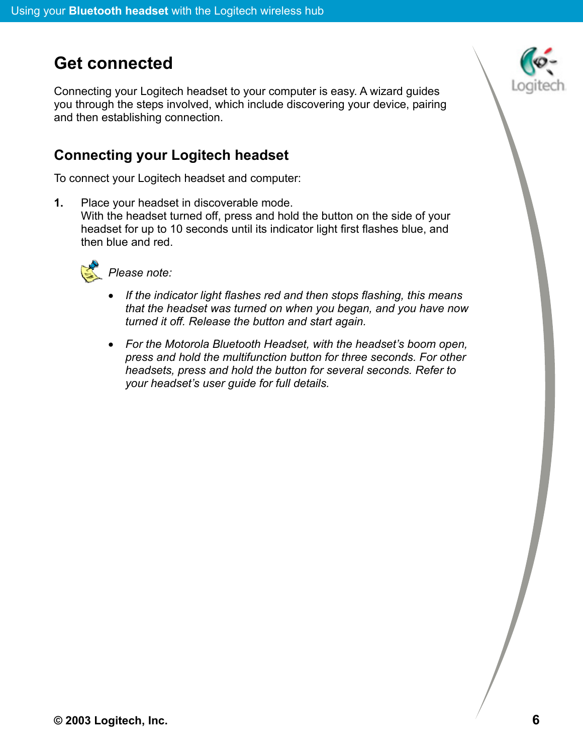# Get connected

Connecting your Logitech headset to your computer is easy. A wizard guides you through the steps involved, which include discovering your device, pairing and then establishing connection.

## Connecting your Logitech headset

To connect your Logitech headset and computer:

1. Place your headset in discoverable mode.
   With the headset turned off, press and hold the button on the side of your headset for up to 10 seconds until its indicator light first flashes blue, and then blue and red.

   *Please note:*

   - *If the indicator light flashes red and then stops flashing, this means that the headset was turned on when you began, and you have now turned it off. Release the button and start again.*
   - *For the Motorola Bluetooth Headset, with the headset's boom open, press and hold the multifunction button for three seconds. For other headsets, press and hold the button for several seconds. Refer to your headset's user guide for full details.*

© 2003 Logitech, Inc.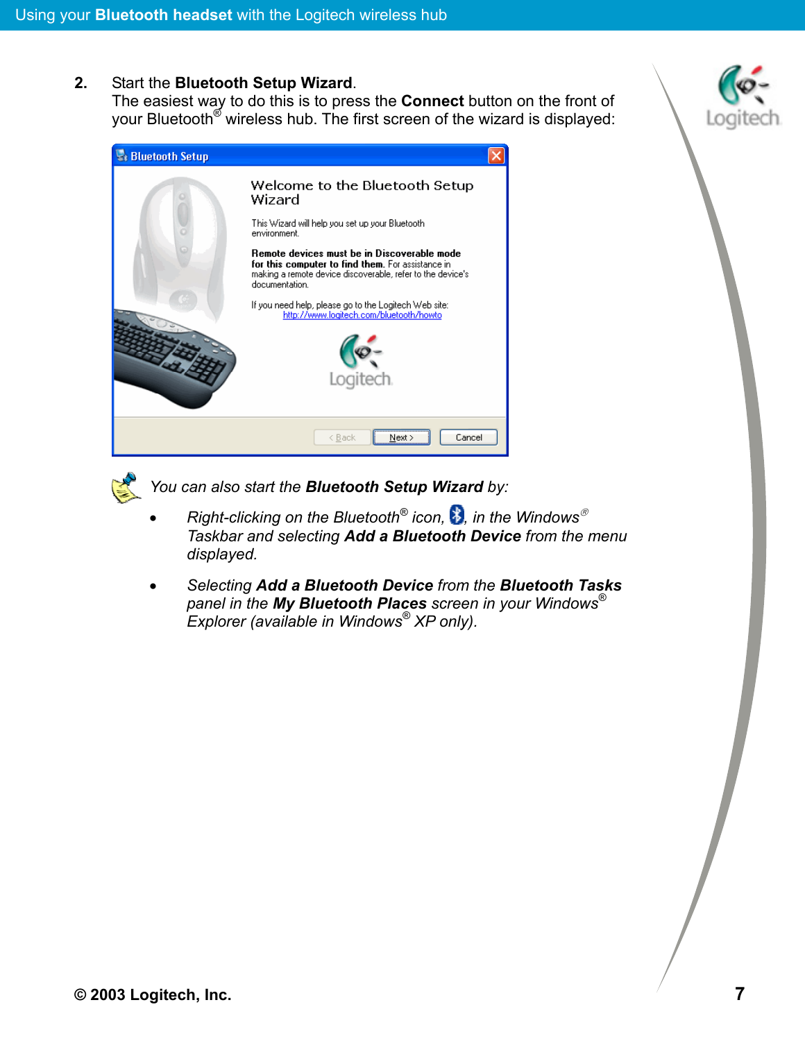2. Start the **Bluetooth Setup Wizard**.
   The easiest way to do this is to press the **Connect** button on the front of your Bluetooth® wireless hub. The first screen of the wizard is displayed:

*You can also start the **Bluetooth Setup Wizard** by:*

- *Right-clicking on the Bluetooth® icon, , in the Windows® Taskbar and selecting **Add a Bluetooth Device** from the menu displayed.*
- *Selecting **Add a Bluetooth Device** from the **Bluetooth Tasks** panel in the **My Bluetooth Places** screen in your Windows® Explorer (available in Windows® XP only).*

© 2003 Logitech, Inc.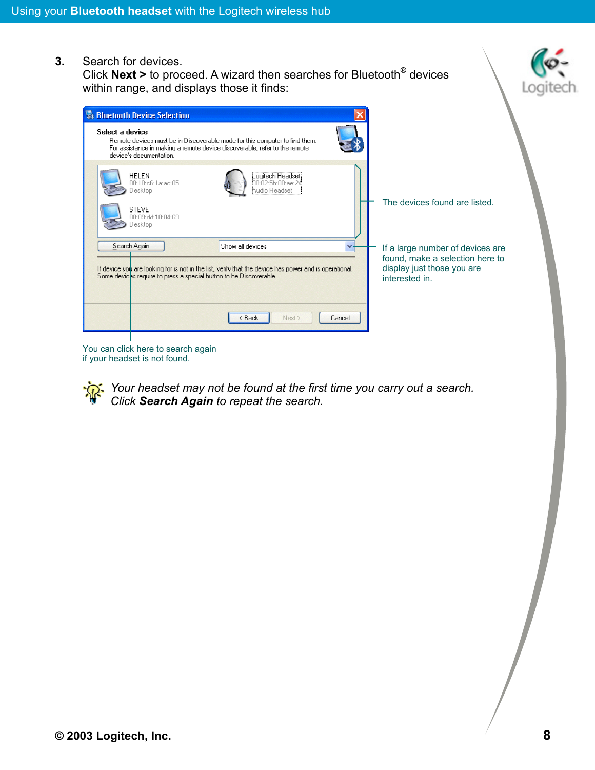3. Search for devices.
   Click **Next >** to proceed. A wizard then searches for Bluetooth® devices within range, and displays those it finds:

Bluetooth Device Selection

**Select a device**
Remote devices must be in Discoverable mode for this computer to find them.
For assistance in making a remote device discoverable, refer to the remote device's documentation.

HELEN
00:10:c6:1a:ac:05
Desktop

Logitech Headset
00:02:5b:00:ae:24
Audio Headset

STEVE
00:09:dd:10:04:69
Desktop

Search Again | Show all devices

If device you are looking for is not in the list, verify that the device has power and is operational.
Some devices require to press a special button to be Discoverable.

< Back | Next > | Cancel

The devices found are listed.

If a large number of devices are found, make a selection here to display just those you are interested in.

You can click here to search again if your headset is not found.

*Your headset may not be found at the first time you carry out a search. Click **Search Again** to repeat the search.*

© 2003 Logitech, Inc.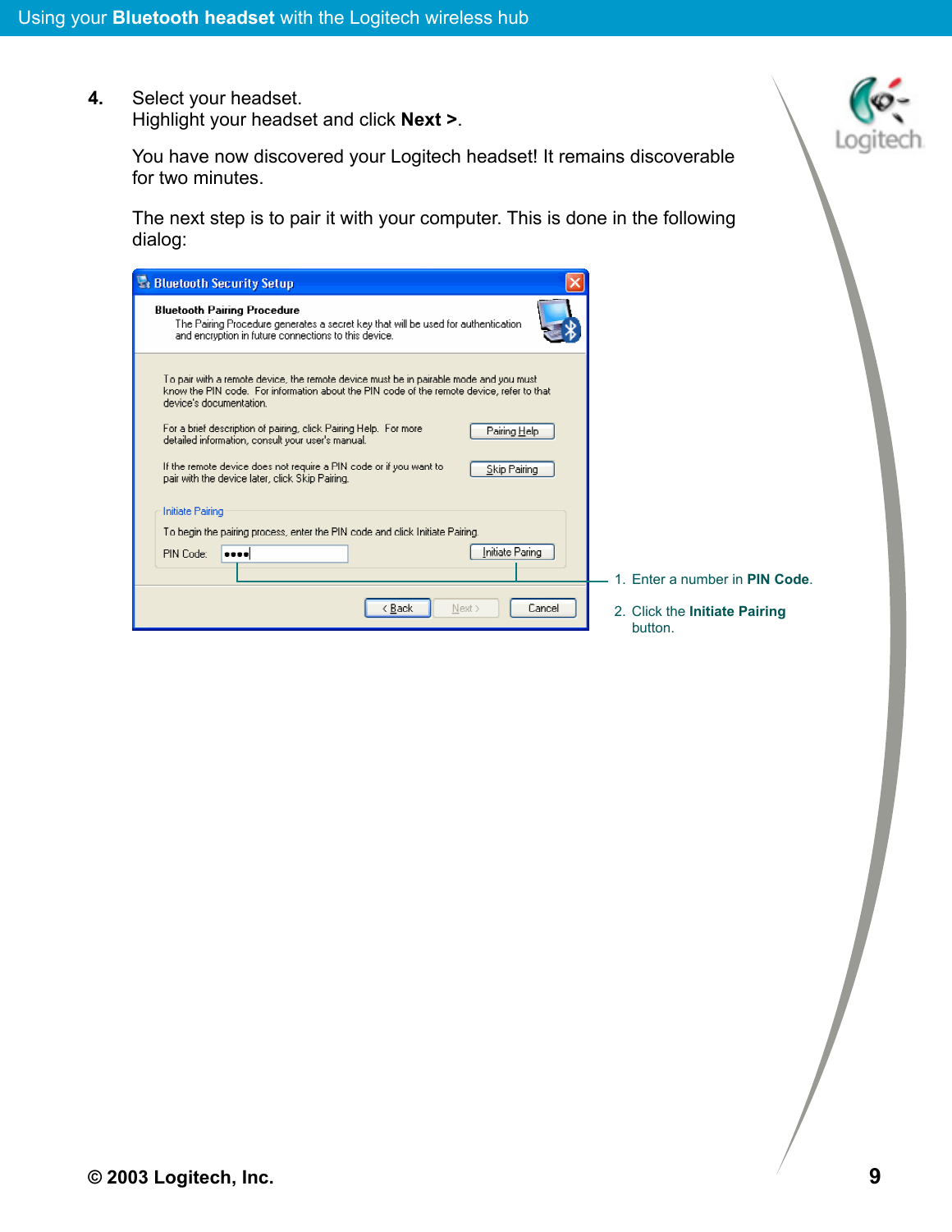4. Select your headset.
   Highlight your headset and click **Next >**.

   You have now discovered your Logitech headset! It remains discoverable for two minutes.

   The next step is to pair it with your computer. This is done in the following dialog:

**Bluetooth Security Setup**

**Bluetooth Pairing Procedure**
The Pairing Procedure generates a secret key that will be used for authentication and encryption in future connections to this device.

To pair with a remote device, the remote device must be in pairable mode and you must know the PIN code. For information about the PIN code of the remote device, refer to that device's documentation.

For a brief description of pairing, click Pairing Help. For more detailed information, consult your user's manual. [Pairing Help]

If the remote device does not require a PIN code or if you want to pair with the device later, click Skip Pairing. [Skip Pairing]

Initiate Pairing
To begin the pairing process, enter the PIN code and click Initiate Pairing.
PIN Code: •••• [Initiate Paring]

[< Back] [Next >] [Cancel]

1. Enter a number in **PIN Code**.
2. Click the **Initiate Pairing** button.

© 2003 Logitech, Inc.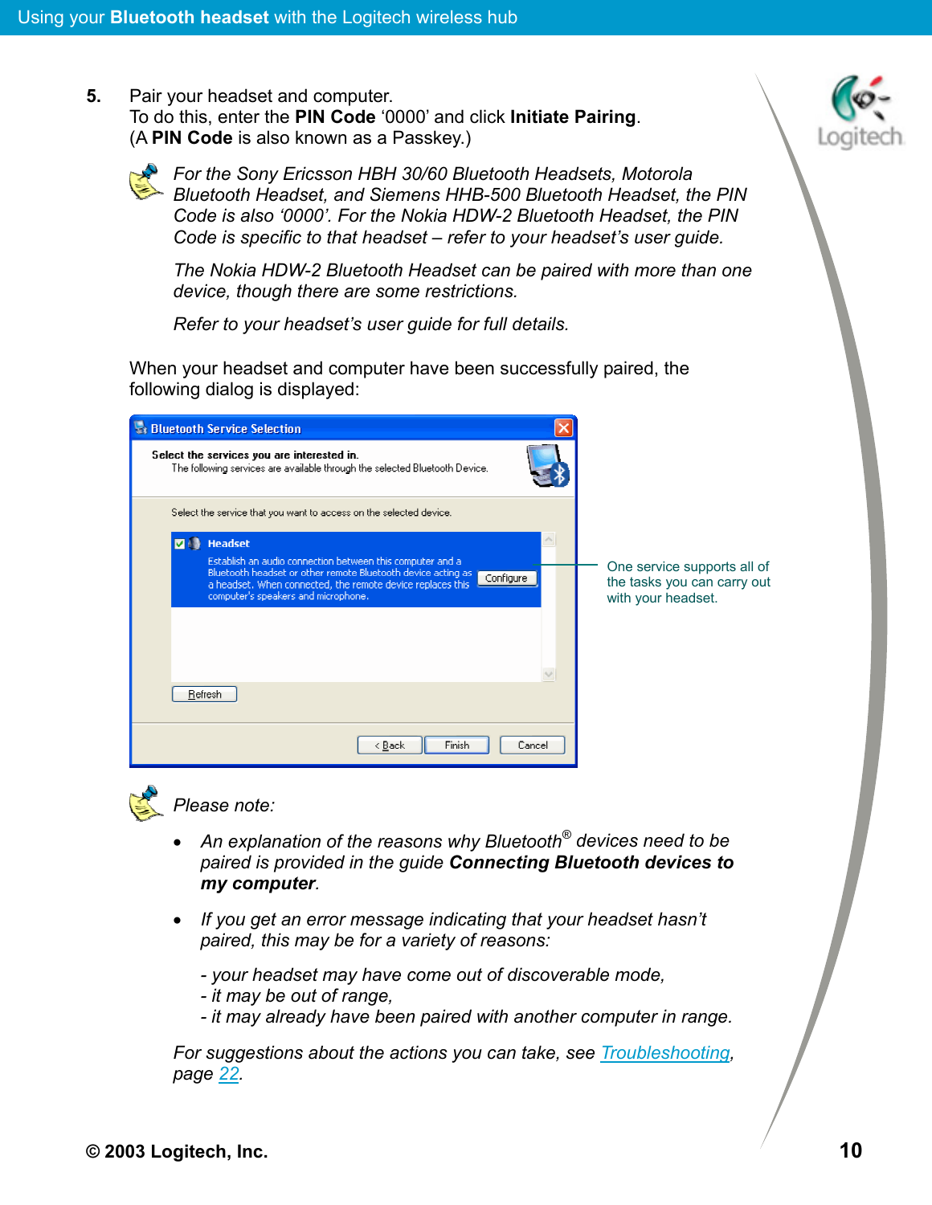5. Pair your headset and computer.
   To do this, enter the **PIN Code** '0000' and click **Initiate Pairing**.
   (A **PIN Code** is also known as a Passkey.)

*For the Sony Ericsson HBH 30/60 Bluetooth Headsets, Motorola Bluetooth Headset, and Siemens HHB-500 Bluetooth Headset, the PIN Code is also '0000'. For the Nokia HDW-2 Bluetooth Headset, the PIN Code is specific to that headset – refer to your headset's user guide.*

*The Nokia HDW-2 Bluetooth Headset can be paired with more than one device, though there are some restrictions.*

*Refer to your headset's user guide for full details.*

When your headset and computer have been successfully paired, the following dialog is displayed:

One service supports all of the tasks you can carry out with your headset.

*Please note:*

- *An explanation of the reasons why Bluetooth® devices need to be paired is provided in the guide **Connecting Bluetooth devices to my computer**.*
- *If you get an error message indicating that your headset hasn't paired, this may be for a variety of reasons:*

  *- your headset may have come out of discoverable mode,*
  *- it may be out of range,*
  *- it may already have been paired with another computer in range.*

*For suggestions about the actions you can take, see Troubleshooting, page 22.*

© 2003 Logitech, Inc.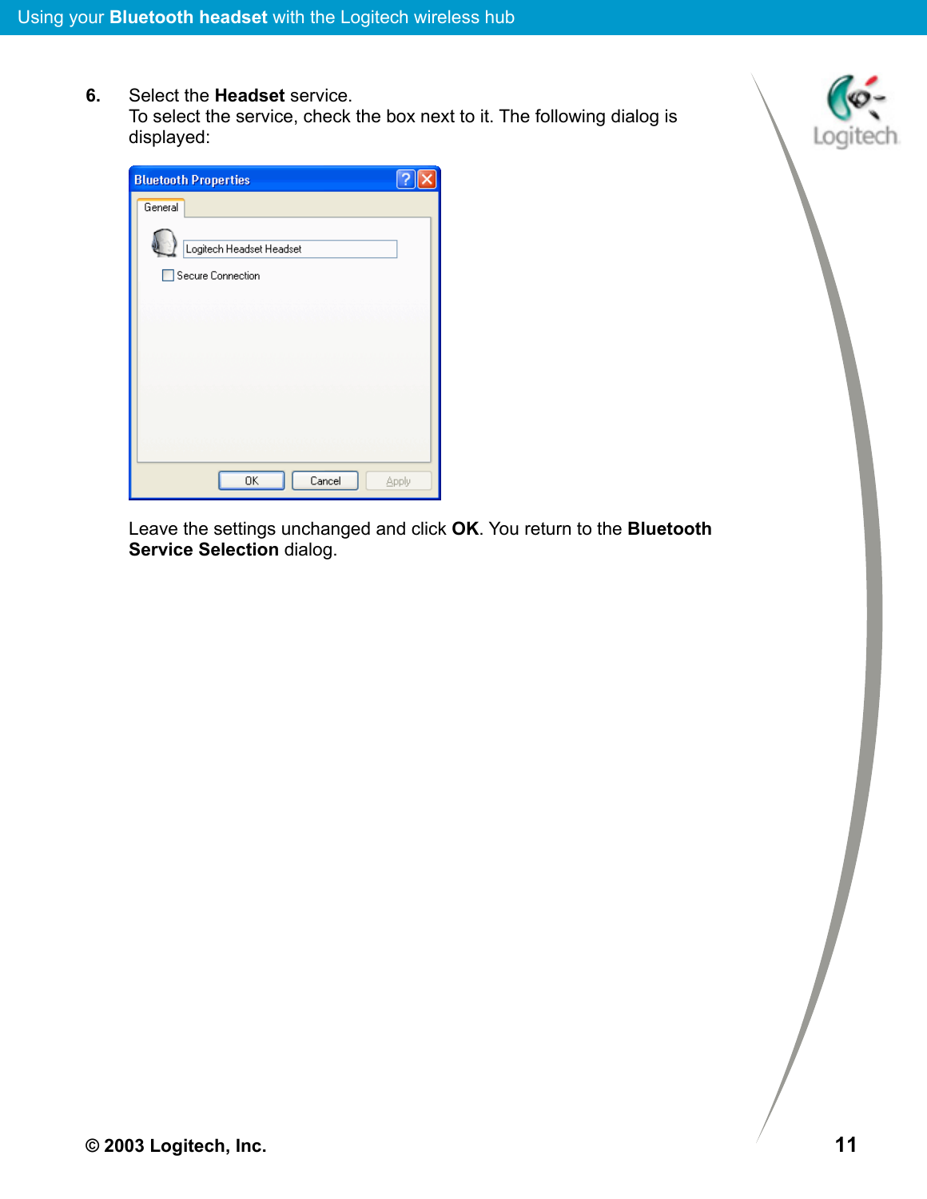6. Select the **Headset** service.
   To select the service, check the box next to it. The following dialog is displayed:

   Leave the settings unchanged and click **OK**. You return to the **Bluetooth Service Selection** dialog.

© 2003 Logitech, Inc.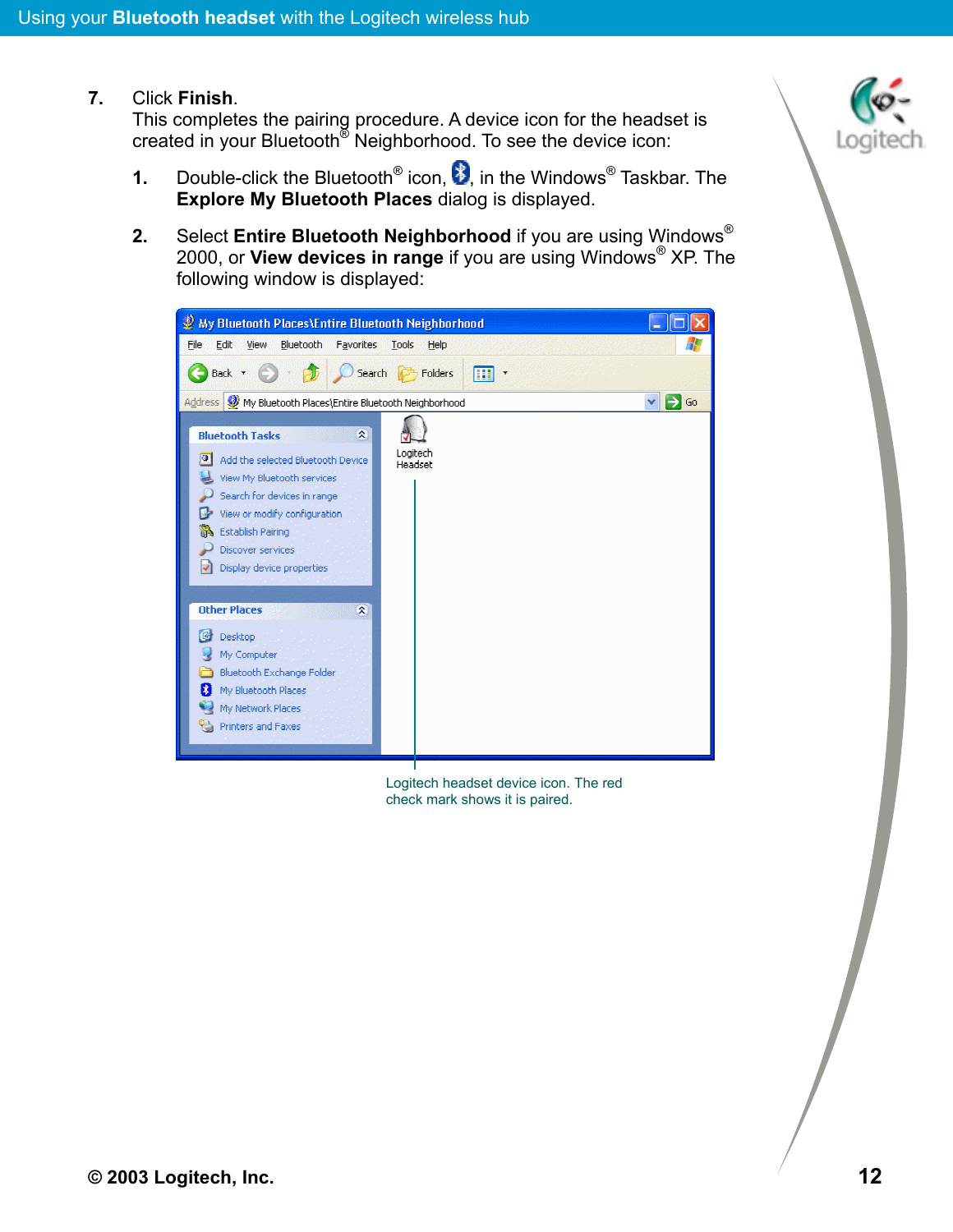7. Click **Finish**.
   This completes the pairing procedure. A device icon for the headset is created in your Bluetooth® Neighborhood. To see the device icon:

   1. Double-click the Bluetooth® icon, , in the Windows® Taskbar. The **Explore My Bluetooth Places** dialog is displayed.

   2. Select **Entire Bluetooth Neighborhood** if you are using Windows® 2000, or **View devices in range** if you are using Windows® XP. The following window is displayed:

Logitech headset device icon. The red check mark shows it is paired.

© 2003 Logitech, Inc.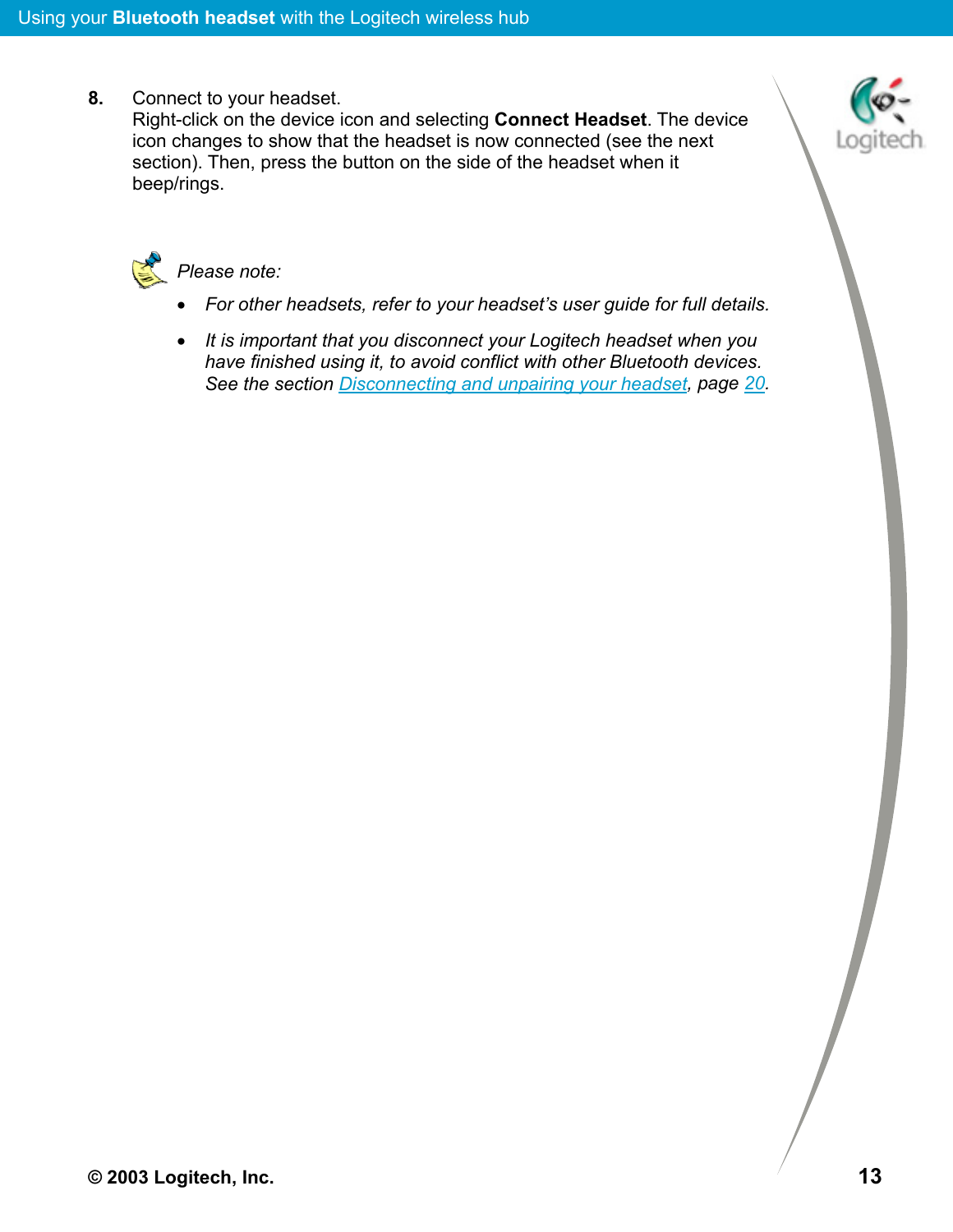8. Connect to your headset.
   Right-click on the device icon and selecting **Connect Headset**. The device icon changes to show that the headset is now connected (see the next section). Then, press the button on the side of the headset when it beep/rings.

*Please note:*

- *For other headsets, refer to your headset's user guide for full details.*
- *It is important that you disconnect your Logitech headset when you have finished using it, to avoid conflict with other Bluetooth devices. See the section Disconnecting and unpairing your headset, page 20.*

**© 2003 Logitech, Inc.**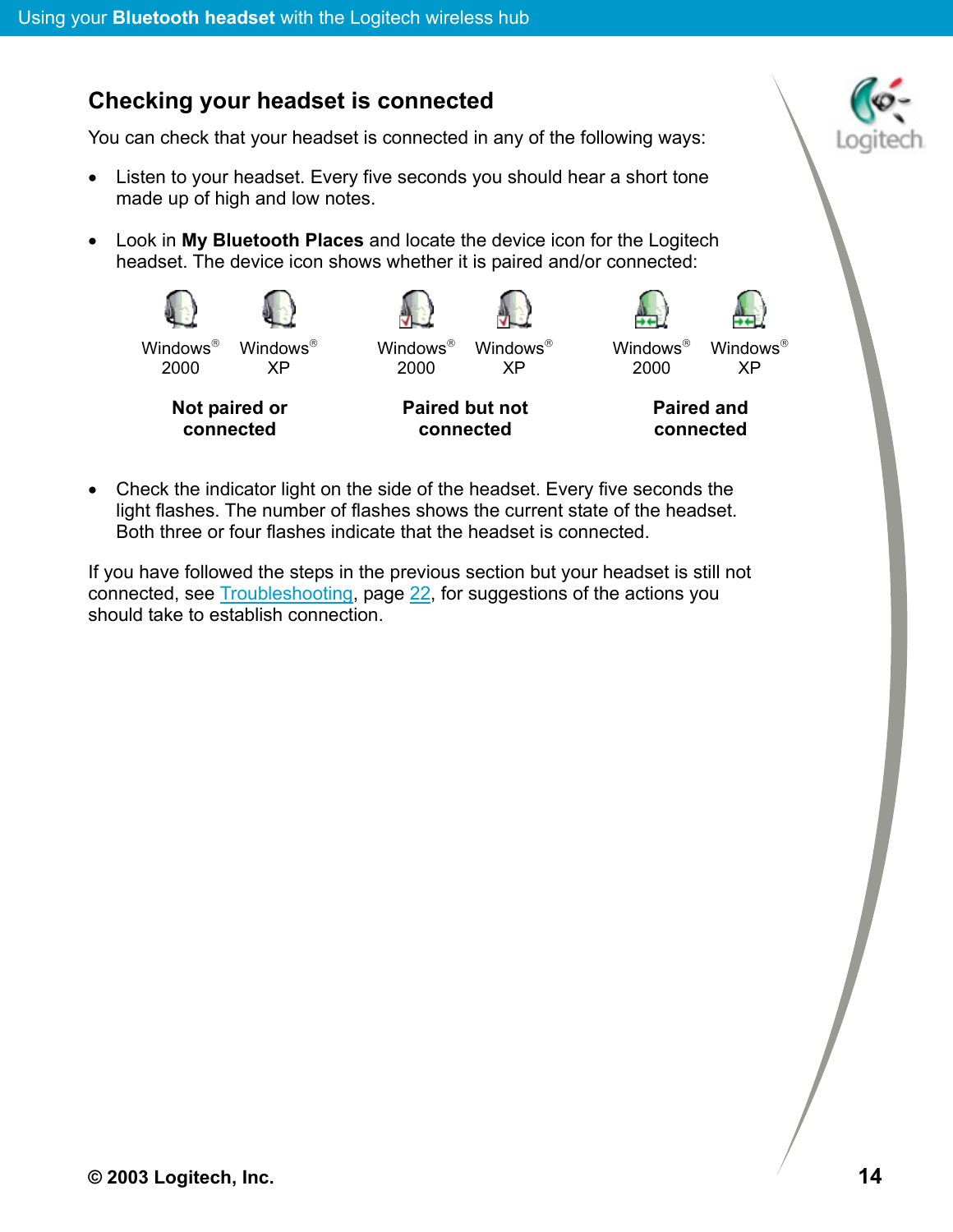## Checking your headset is connected

You can check that your headset is connected in any of the following ways:

- Listen to your headset. Every five seconds you should hear a short tone made up of high and low notes.
- Look in **My Bluetooth Places** and locate the device icon for the Logitech headset. The device icon shows whether it is paired and/or connected:

| Windows® 2000 | Windows® XP | Windows® 2000 | Windows® XP | Windows® 2000 | Windows® XP |
|---|---|---|---|---|---|
| **Not paired or connected** | | **Paired but not connected** | | **Paired and connected** | |

- Check the indicator light on the side of the headset. Every five seconds the light flashes. The number of flashes shows the current state of the headset. Both three or four flashes indicate that the headset is connected.

If you have followed the steps in the previous section but your headset is still not connected, see Troubleshooting, page 22, for suggestions of the actions you should take to establish connection.

**© 2003 Logitech, Inc.**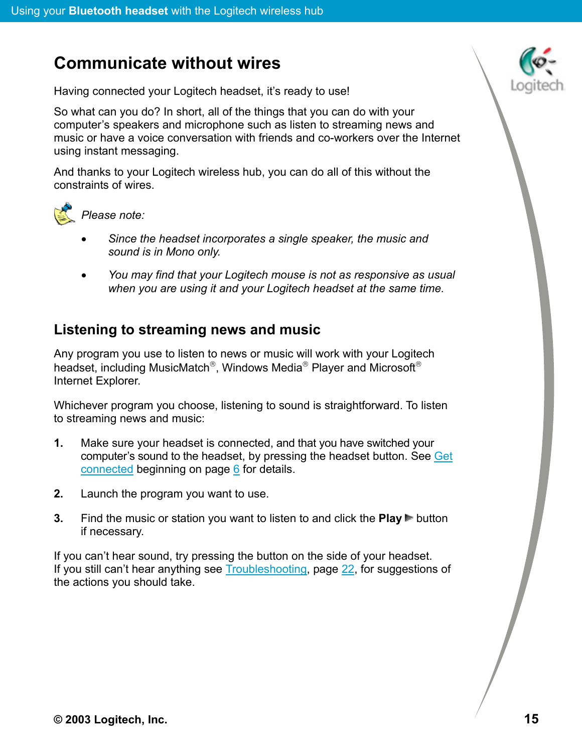# Communicate without wires

Having connected your Logitech headset, it's ready to use!

So what can you do? In short, all of the things that you can do with your computer's speakers and microphone such as listen to streaming news and music or have a voice conversation with friends and co-workers over the Internet using instant messaging.

And thanks to your Logitech wireless hub, you can do all of this without the constraints of wires.

*Please note:*

- *Since the headset incorporates a single speaker, the music and sound is in Mono only.*
- *You may find that your Logitech mouse is not as responsive as usual when you are using it and your Logitech headset at the same time.*

## Listening to streaming news and music

Any program you use to listen to news or music will work with your Logitech headset, including MusicMatch®, Windows Media® Player and Microsoft® Internet Explorer.

Whichever program you choose, listening to sound is straightforward. To listen to streaming news and music:

1. Make sure your headset is connected, and that you have switched your computer's sound to the headset, by pressing the headset button. See Get connected beginning on page 6 for details.
2. Launch the program you want to use.
3. Find the music or station you want to listen to and click the **Play** ▶ button if necessary.

If you can't hear sound, try pressing the button on the side of your headset. If you still can't hear anything see Troubleshooting, page 22, for suggestions of the actions you should take.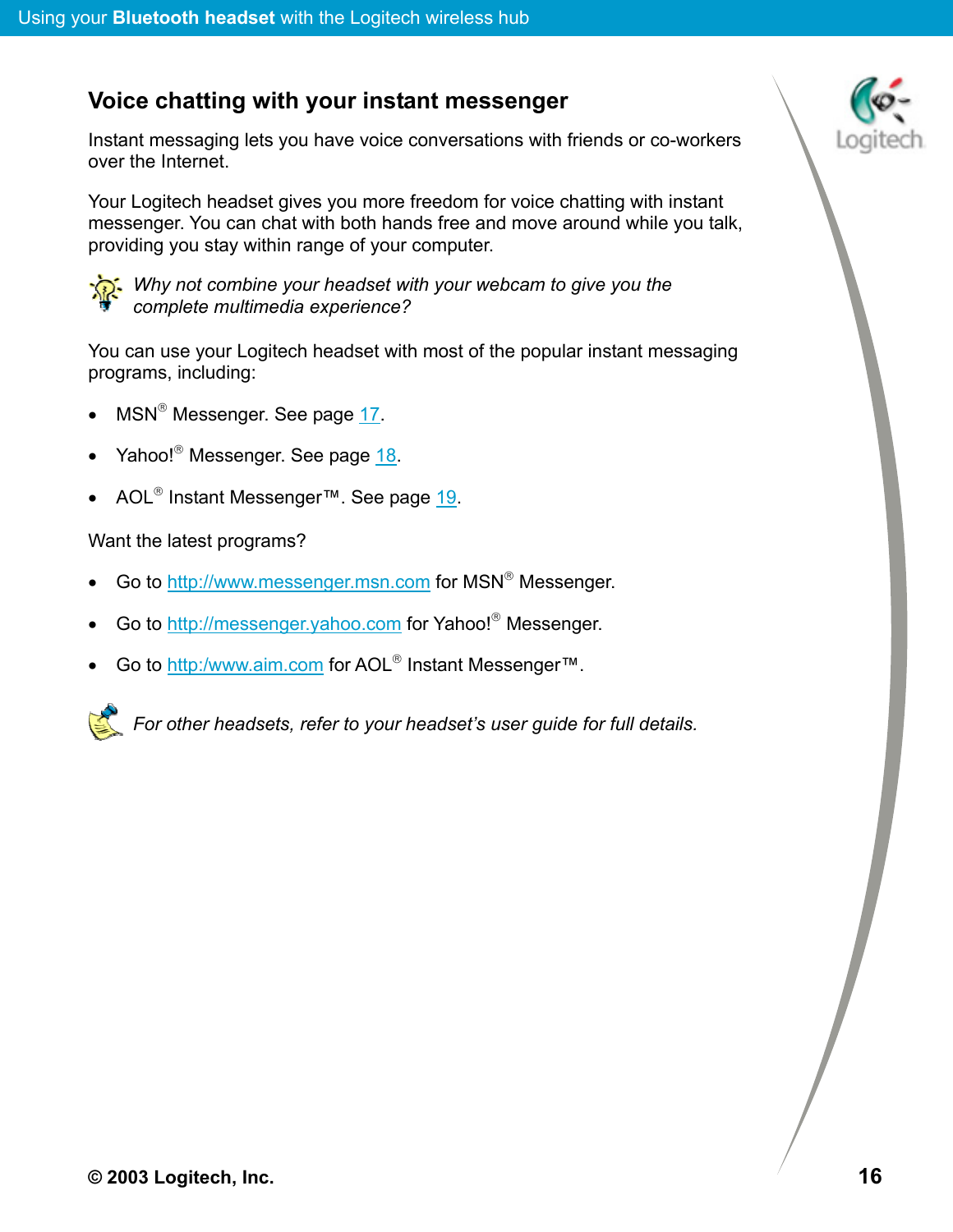## Voice chatting with your instant messenger

Instant messaging lets you have voice conversations with friends or co-workers over the Internet.

Your Logitech headset gives you more freedom for voice chatting with instant messenger. You can chat with both hands free and move around while you talk, providing you stay within range of your computer.

*Why not combine your headset with your webcam to give you the complete multimedia experience?*

You can use your Logitech headset with most of the popular instant messaging programs, including:

- MSN® Messenger. See page 17.
- Yahoo!® Messenger. See page 18.
- AOL® Instant Messenger™. See page 19.

Want the latest programs?

- Go to http://www.messenger.msn.com for MSN® Messenger.
- Go to http://messenger.yahoo.com for Yahoo!® Messenger.
- Go to http:/www.aim.com for AOL® Instant Messenger™.

*For other headsets, refer to your headset's user guide for full details.*

© 2003 Logitech, Inc.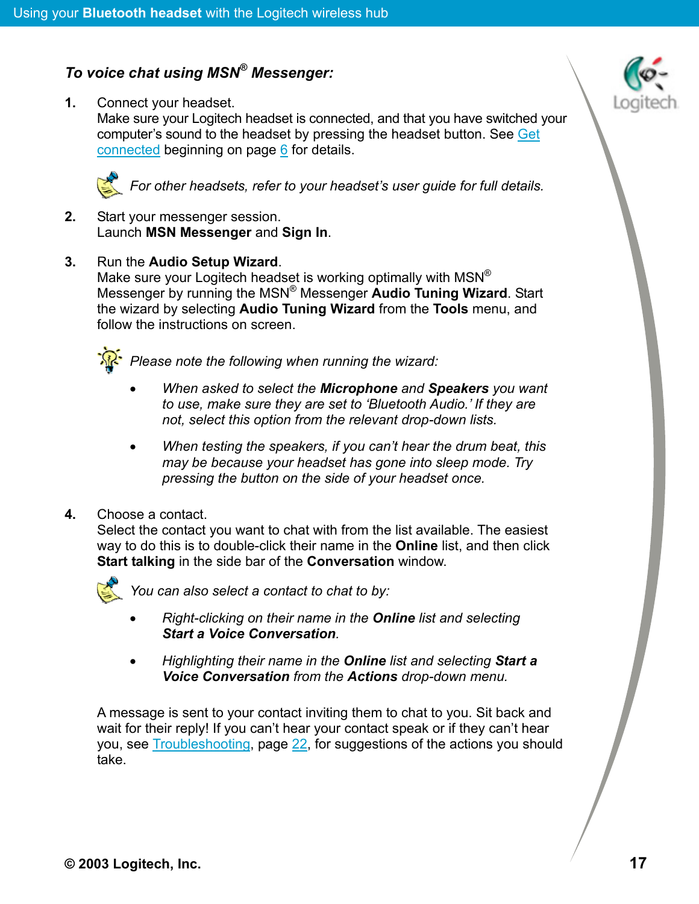### *To voice chat using MSN® Messenger:*

1. Connect your headset.
   Make sure your Logitech headset is connected, and that you have switched your computer's sound to the headset by pressing the headset button. See Get connected beginning on page 6 for details.

   *For other headsets, refer to your headset's user guide for full details.*

2. Start your messenger session.
   Launch **MSN Messenger** and **Sign In**.

3. Run the **Audio Setup Wizard**.
   Make sure your Logitech headset is working optimally with MSN® Messenger by running the MSN® Messenger **Audio Tuning Wizard**. Start the wizard by selecting **Audio Tuning Wizard** from the **Tools** menu, and follow the instructions on screen.

   *Please note the following when running the wizard:*

   - *When asked to select the **Microphone** and **Speakers** you want to use, make sure they are set to 'Bluetooth Audio.' If they are not, select this option from the relevant drop-down lists.*
   - *When testing the speakers, if you can't hear the drum beat, this may be because your headset has gone into sleep mode. Try pressing the button on the side of your headset once.*

4. Choose a contact.
   Select the contact you want to chat with from the list available. The easiest way to do this is to double-click their name in the **Online** list, and then click **Start talking** in the side bar of the **Conversation** window.

   *You can also select a contact to chat to by:*

   - *Right-clicking on their name in the **Online** list and selecting **Start a Voice Conversation**.*
   - *Highlighting their name in the **Online** list and selecting **Start a Voice Conversation** from the **Actions** drop-down menu.*

   A message is sent to your contact inviting them to chat to you. Sit back and wait for their reply! If you can't hear your contact speak or if they can't hear you, see Troubleshooting, page 22, for suggestions of the actions you should take.

© 2003 Logitech, Inc.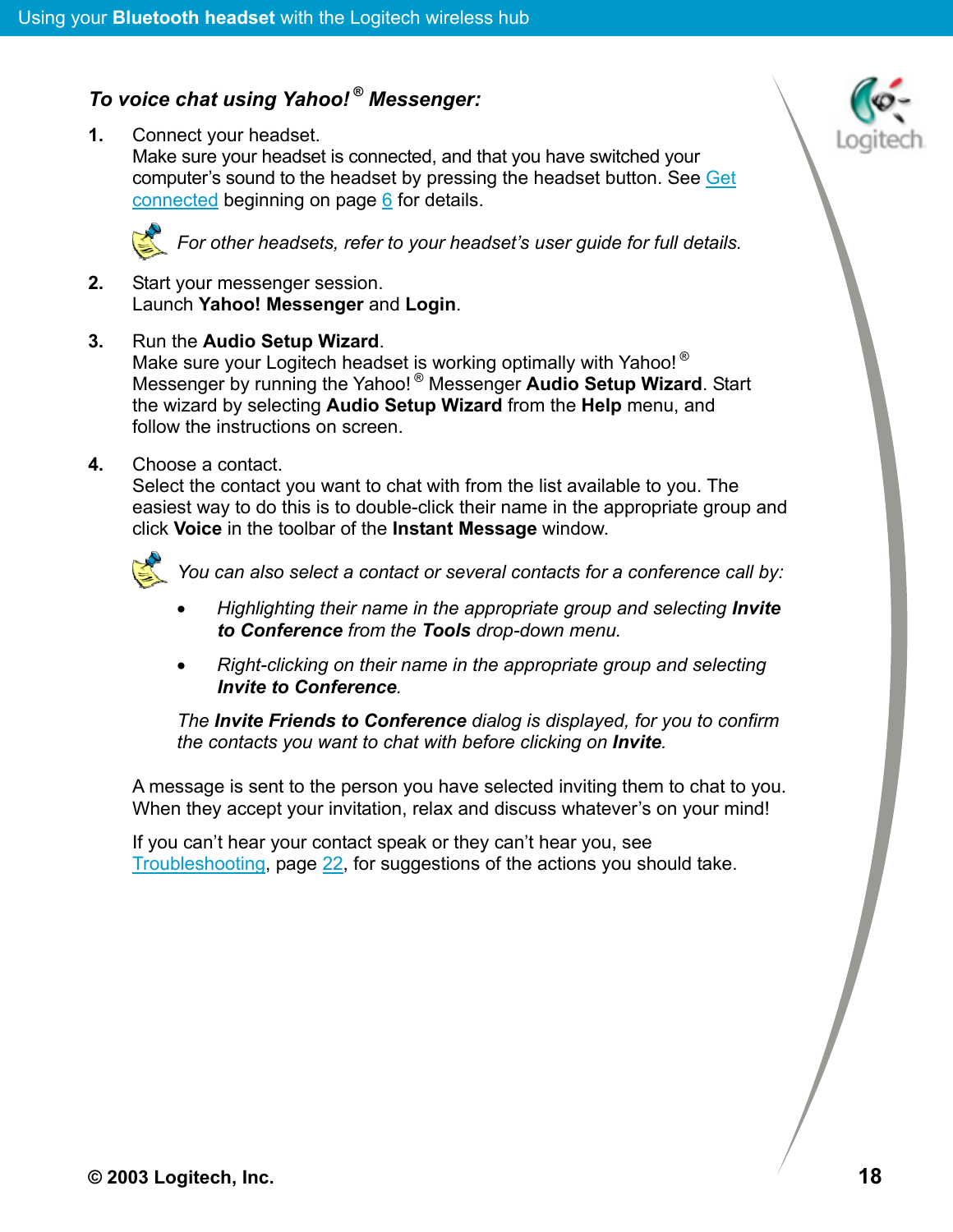### *To voice chat using Yahoo!® Messenger:*

1. Connect your headset.
   Make sure your headset is connected, and that you have switched your computer's sound to the headset by pressing the headset button. See Get connected beginning on page 6 for details.

   *For other headsets, refer to your headset's user guide for full details.*

2. Start your messenger session.
   Launch **Yahoo! Messenger** and **Login**.

3. Run the **Audio Setup Wizard**.
   Make sure your Logitech headset is working optimally with Yahoo!® Messenger by running the Yahoo!® Messenger **Audio Setup Wizard**. Start the wizard by selecting **Audio Setup Wizard** from the **Help** menu, and follow the instructions on screen.

4. Choose a contact.
   Select the contact you want to chat with from the list available to you. The easiest way to do this is to double-click their name in the appropriate group and click **Voice** in the toolbar of the **Instant Message** window.

   *You can also select a contact or several contacts for a conference call by:*

   - *Highlighting their name in the appropriate group and selecting **Invite to Conference** from the **Tools** drop-down menu.*
   - *Right-clicking on their name in the appropriate group and selecting **Invite to Conference**.*

   *The **Invite Friends to Conference** dialog is displayed, for you to confirm the contacts you want to chat with before clicking on **Invite**.*

A message is sent to the person you have selected inviting them to chat to you. When they accept your invitation, relax and discuss whatever's on your mind!

If you can't hear your contact speak or they can't hear you, see Troubleshooting, page 22, for suggestions of the actions you should take.

© 2003 Logitech, Inc.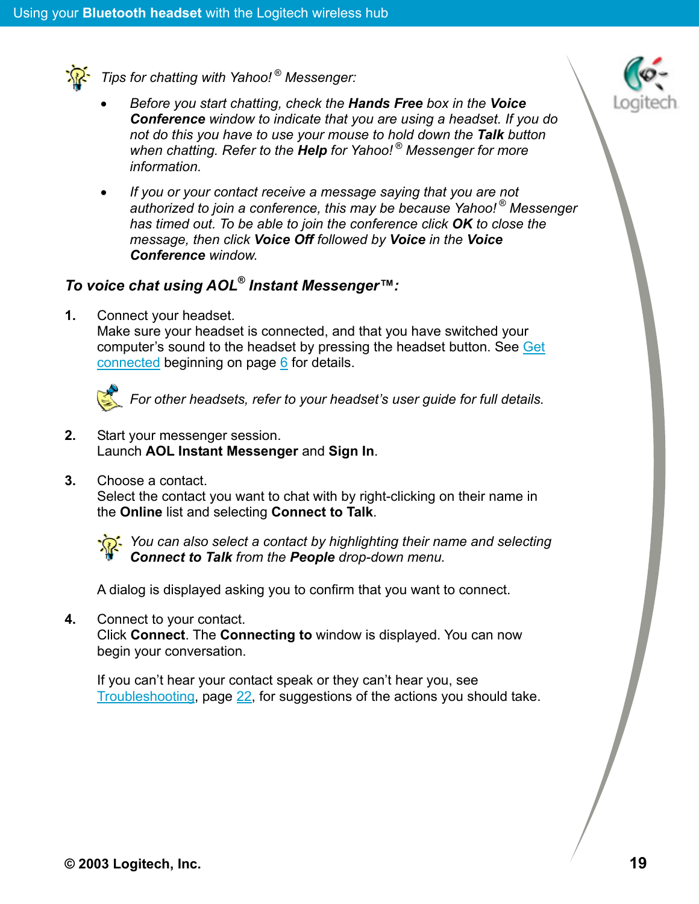*Tips for chatting with Yahoo!® Messenger:*

- *Before you start chatting, check the **Hands Free** box in the **Voice Conference** window to indicate that you are using a headset. If you do not do this you have to use your mouse to hold down the **Talk** button when chatting. Refer to the **Help** for Yahoo!® Messenger for more information.*
- *If you or your contact receive a message saying that you are not authorized to join a conference, this may be because Yahoo!® Messenger has timed out. To be able to join the conference click **OK** to close the message, then click **Voice Off** followed by **Voice** in the **Voice Conference** window.*

### *To voice chat using AOL® Instant Messenger™:*

**1.** Connect your headset.
Make sure your headset is connected, and that you have switched your computer's sound to the headset by pressing the headset button. See Get connected beginning on page 6 for details.

*For other headsets, refer to your headset's user guide for full details.*

**2.** Start your messenger session.
Launch **AOL Instant Messenger** and **Sign In**.

**3.** Choose a contact.
Select the contact you want to chat with by right-clicking on their name in the **Online** list and selecting **Connect to Talk**.

*You can also select a contact by highlighting their name and selecting **Connect to Talk** from the **People** drop-down menu.*

A dialog is displayed asking you to confirm that you want to connect.

**4.** Connect to your contact.
Click **Connect**. The **Connecting to** window is displayed. You can now begin your conversation.

If you can't hear your contact speak or they can't hear you, see Troubleshooting, page 22, for suggestions of the actions you should take.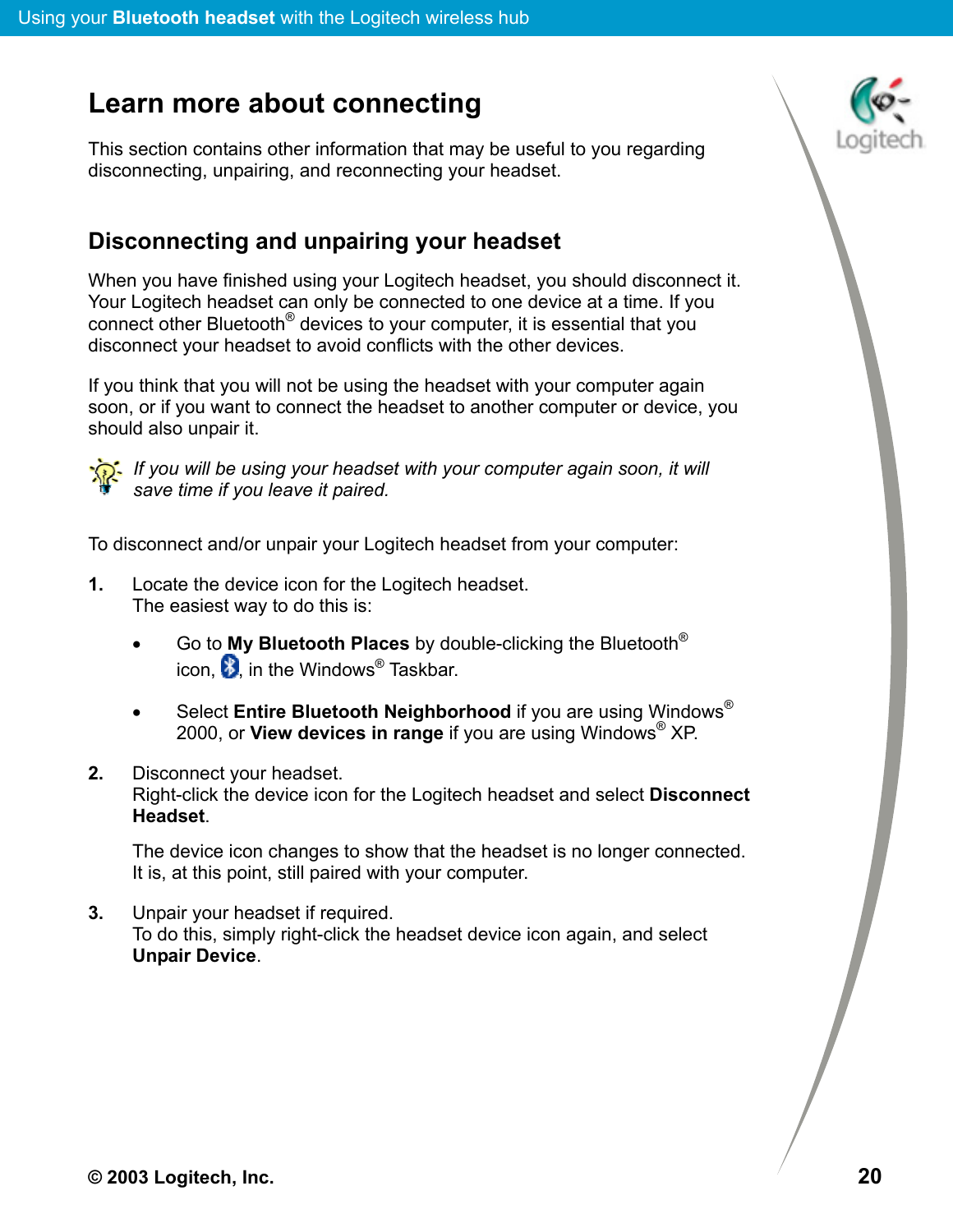# Learn more about connecting

This section contains other information that may be useful to you regarding disconnecting, unpairing, and reconnecting your headset.

## Disconnecting and unpairing your headset

When you have finished using your Logitech headset, you should disconnect it. Your Logitech headset can only be connected to one device at a time. If you connect other Bluetooth® devices to your computer, it is essential that you disconnect your headset to avoid conflicts with the other devices.

If you think that you will not be using the headset with your computer again soon, or if you want to connect the headset to another computer or device, you should also unpair it.

*If you will be using your headset with your computer again soon, it will save time if you leave it paired.*

To disconnect and/or unpair your Logitech headset from your computer:

1. Locate the device icon for the Logitech headset.
   The easiest way to do this is:

   - Go to **My Bluetooth Places** by double-clicking the Bluetooth® icon, , in the Windows® Taskbar.
   - Select **Entire Bluetooth Neighborhood** if you are using Windows® 2000, or **View devices in range** if you are using Windows® XP.

2. Disconnect your headset.
   Right-click the device icon for the Logitech headset and select **Disconnect Headset**.

   The device icon changes to show that the headset is no longer connected. It is, at this point, still paired with your computer.

3. Unpair your headset if required.
   To do this, simply right-click the headset device icon again, and select **Unpair Device**.

© 2003 Logitech, Inc.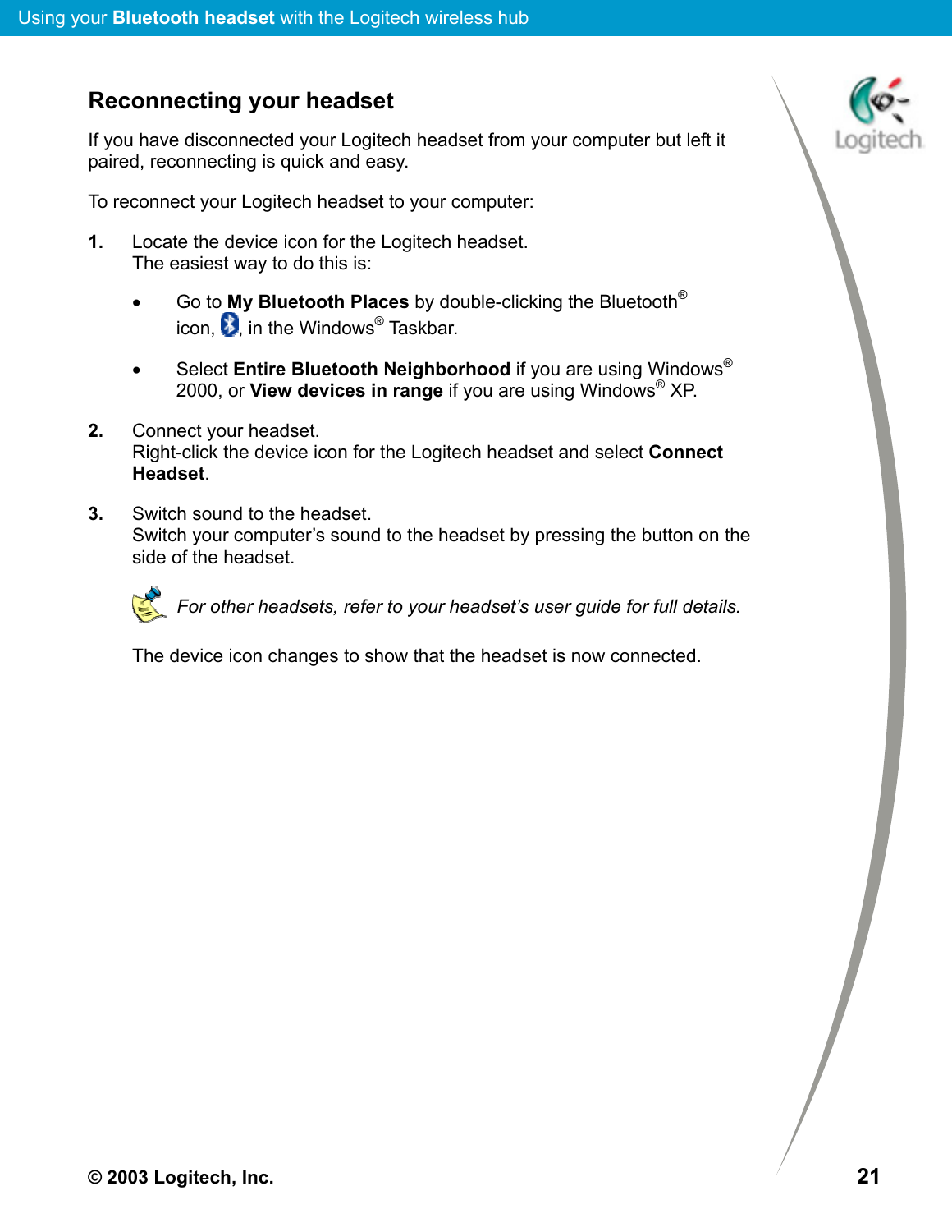## Reconnecting your headset

If you have disconnected your Logitech headset from your computer but left it paired, reconnecting is quick and easy.

To reconnect your Logitech headset to your computer:

1. Locate the device icon for the Logitech headset.
   The easiest way to do this is:

   - Go to **My Bluetooth Places** by double-clicking the Bluetooth® icon, , in the Windows® Taskbar.
   - Select **Entire Bluetooth Neighborhood** if you are using Windows® 2000, or **View devices in range** if you are using Windows® XP.

2. Connect your headset.
   Right-click the device icon for the Logitech headset and select **Connect Headset**.

3. Switch sound to the headset.
   Switch your computer's sound to the headset by pressing the button on the side of the headset.

   *For other headsets, refer to your headset's user guide for full details.*

   The device icon changes to show that the headset is now connected.

**© 2003 Logitech, Inc.**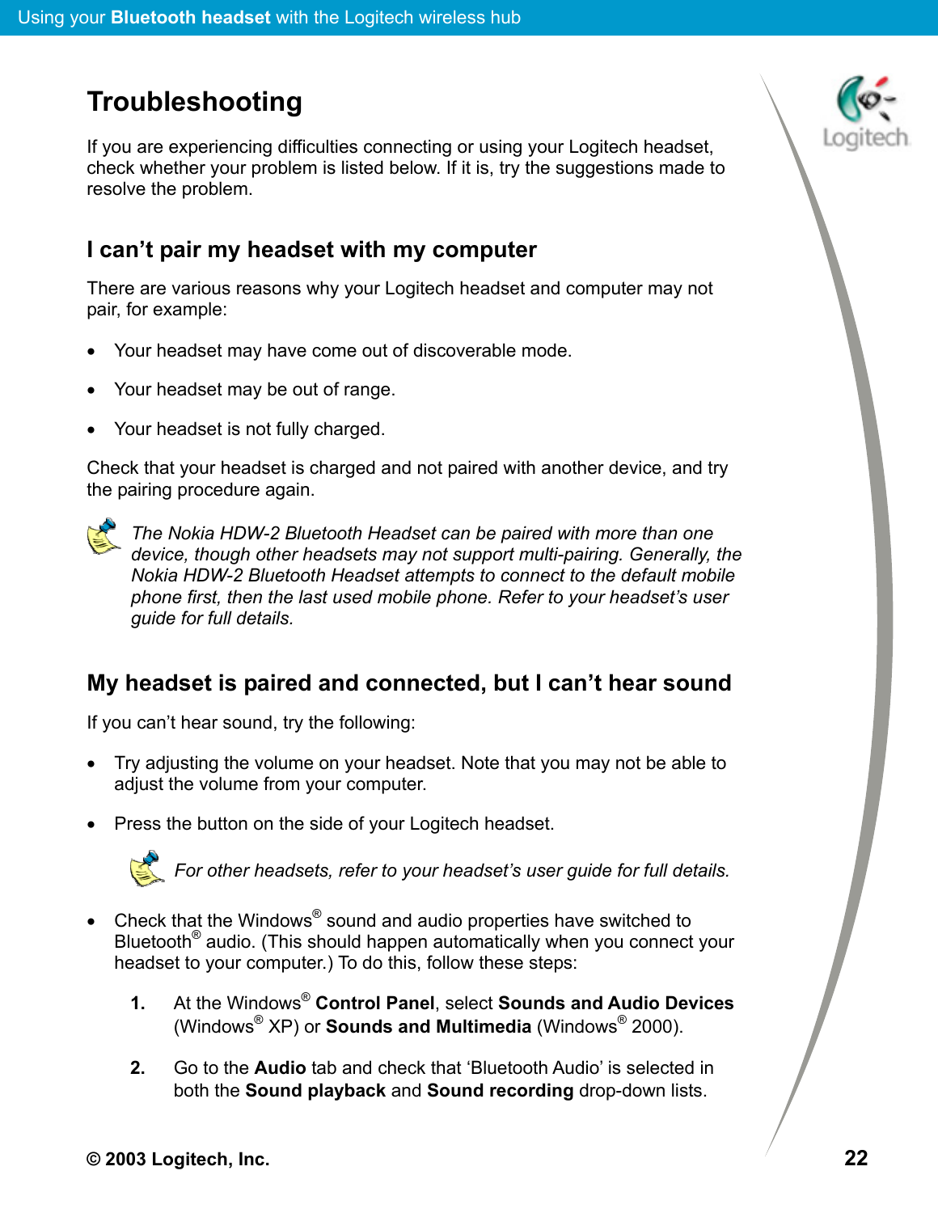# Troubleshooting

If you are experiencing difficulties connecting or using your Logitech headset, check whether your problem is listed below. If it is, try the suggestions made to resolve the problem.

## I can't pair my headset with my computer

There are various reasons why your Logitech headset and computer may not pair, for example:

- Your headset may have come out of discoverable mode.
- Your headset may be out of range.
- Your headset is not fully charged.

Check that your headset is charged and not paired with another device, and try the pairing procedure again.

*The Nokia HDW-2 Bluetooth Headset can be paired with more than one device, though other headsets may not support multi-pairing. Generally, the Nokia HDW-2 Bluetooth Headset attempts to connect to the default mobile phone first, then the last used mobile phone. Refer to your headset's user guide for full details.*

## My headset is paired and connected, but I can't hear sound

If you can't hear sound, try the following:

- Try adjusting the volume on your headset. Note that you may not be able to adjust the volume from your computer.
- Press the button on the side of your Logitech headset.

  *For other headsets, refer to your headset's user guide for full details.*

- Check that the Windows® sound and audio properties have switched to Bluetooth® audio. (This should happen automatically when you connect your headset to your computer.) To do this, follow these steps:

  1. At the Windows® **Control Panel**, select **Sounds and Audio Devices** (Windows® XP) or **Sounds and Multimedia** (Windows® 2000).
  2. Go to the **Audio** tab and check that 'Bluetooth Audio' is selected in both the **Sound playback** and **Sound recording** drop-down lists.

**© 2003 Logitech, Inc.**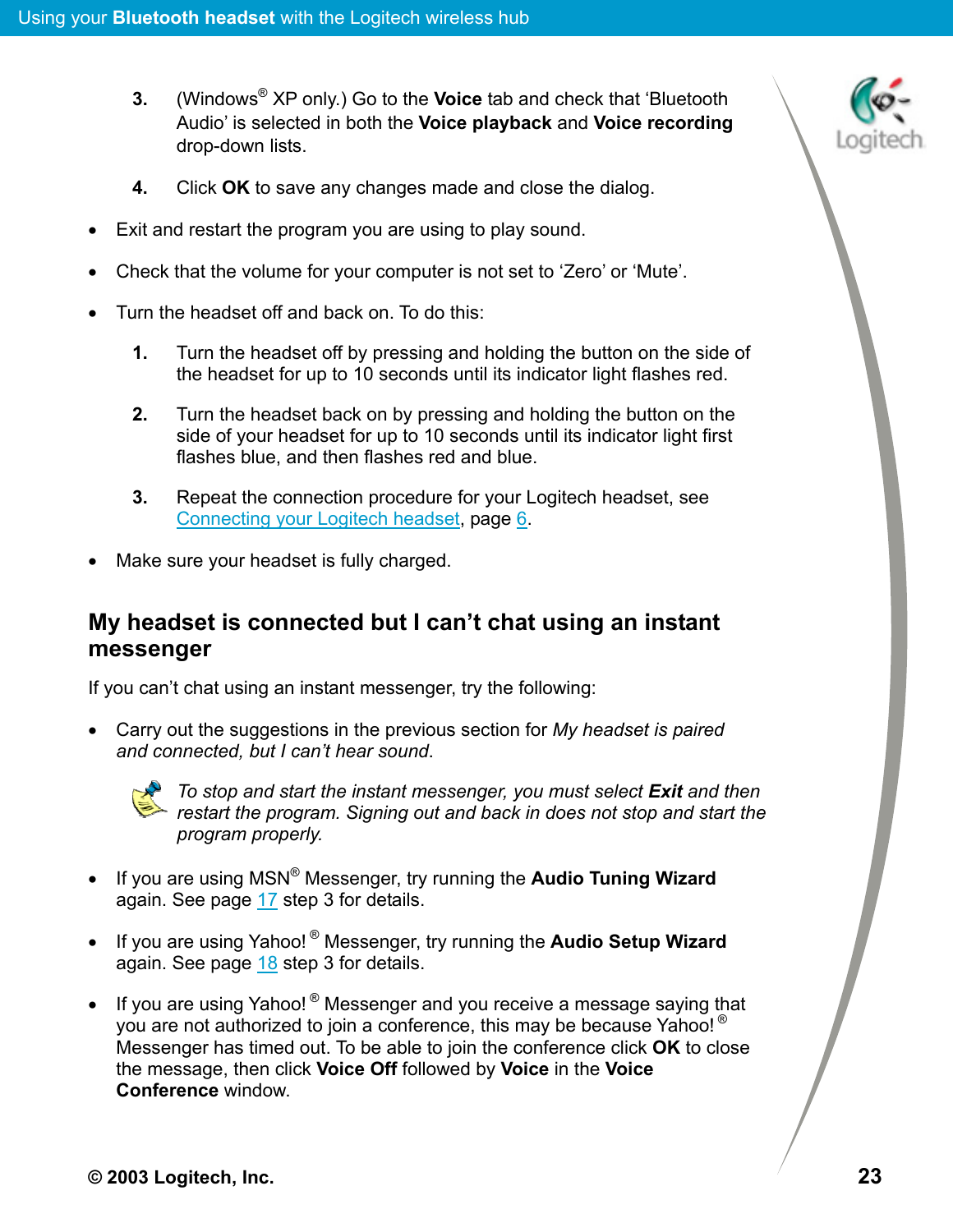3. (Windows® XP only.) Go to the **Voice** tab and check that 'Bluetooth Audio' is selected in both the **Voice playback** and **Voice recording** drop-down lists.

4. Click **OK** to save any changes made and close the dialog.

- Exit and restart the program you are using to play sound.
- Check that the volume for your computer is not set to 'Zero' or 'Mute'.
- Turn the headset off and back on. To do this:

  1. Turn the headset off by pressing and holding the button on the side of the headset for up to 10 seconds until its indicator light flashes red.
  2. Turn the headset back on by pressing and holding the button on the side of your headset for up to 10 seconds until its indicator light first flashes blue, and then flashes red and blue.
  3. Repeat the connection procedure for your Logitech headset, see Connecting your Logitech headset, page 6.

- Make sure your headset is fully charged.

## My headset is connected but I can't chat using an instant messenger

If you can't chat using an instant messenger, try the following:

- Carry out the suggestions in the previous section for *My headset is paired and connected, but I can't hear sound*.

  *To stop and start the instant messenger, you must select **Exit** and then restart the program. Signing out and back in does not stop and start the program properly.*

- If you are using MSN® Messenger, try running the **Audio Tuning Wizard** again. See page 17 step 3 for details.
- If you are using Yahoo! ® Messenger, try running the **Audio Setup Wizard** again. See page 18 step 3 for details.
- If you are using Yahoo! ® Messenger and you receive a message saying that you are not authorized to join a conference, this may be because Yahoo! ® Messenger has timed out. To be able to join the conference click **OK** to close the message, then click **Voice Off** followed by **Voice** in the **Voice Conference** window.

**© 2003 Logitech, Inc.**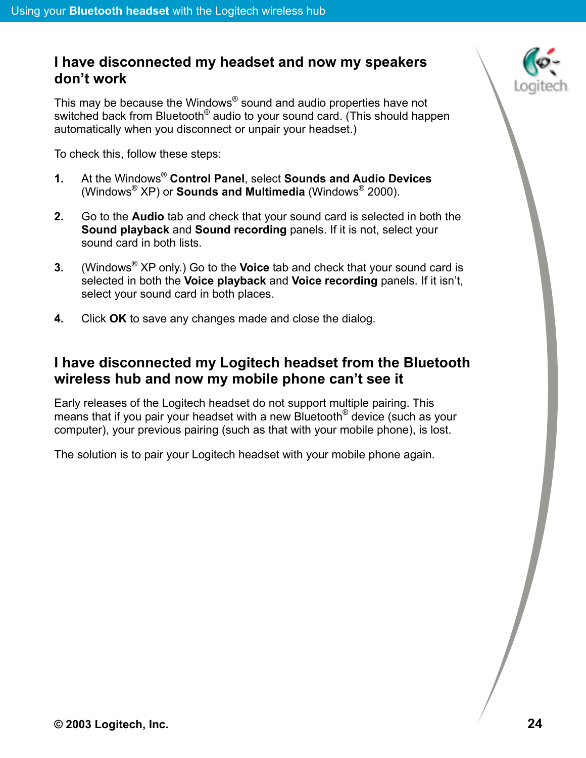## I have disconnected my headset and now my speakers don't work

This may be because the Windows® sound and audio properties have not switched back from Bluetooth® audio to your sound card. (This should happen automatically when you disconnect or unpair your headset.)

To check this, follow these steps:

1. At the Windows® **Control Panel**, select **Sounds and Audio Devices** (Windows® XP) or **Sounds and Multimedia** (Windows® 2000).
2. Go to the **Audio** tab and check that your sound card is selected in both the **Sound playback** and **Sound recording** panels. If it is not, select your sound card in both lists.
3. (Windows® XP only.) Go to the **Voice** tab and check that your sound card is selected in both the **Voice playback** and **Voice recording** panels. If it isn't, select your sound card in both places.
4. Click **OK** to save any changes made and close the dialog.

## I have disconnected my Logitech headset from the Bluetooth wireless hub and now my mobile phone can't see it

Early releases of the Logitech headset do not support multiple pairing. This means that if you pair your headset with a new Bluetooth® device (such as your computer), your previous pairing (such as that with your mobile phone), is lost.

The solution is to pair your Logitech headset with your mobile phone again.

**© 2003 Logitech, Inc.**